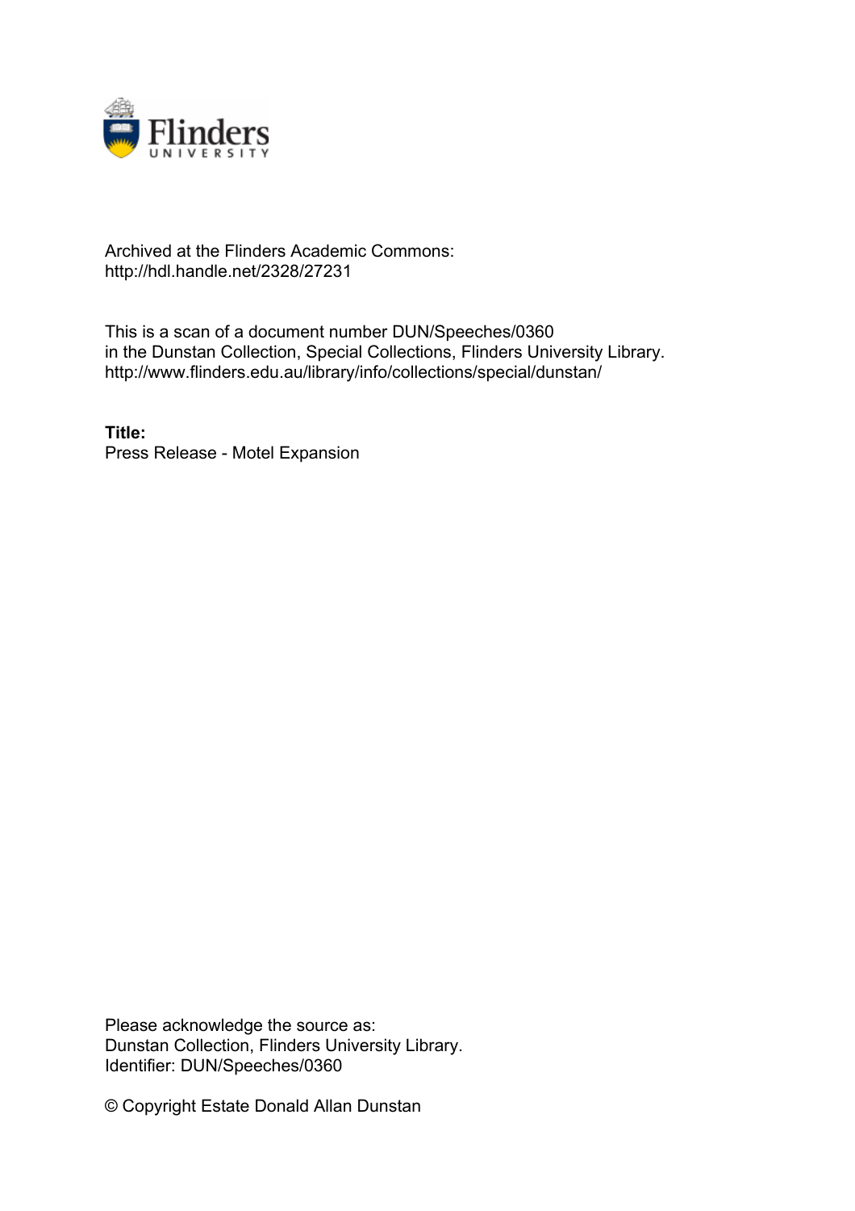Archived at the Flinders Academic Commons:
http://hdl.handle.net/2328/27231

This is a scan of a document number DUN/Speeches/0360
in the Dunstan Collection, Special Collections, Flinders University Library.
http://www.flinders.edu.au/library/info/collections/special/dunstan/

**Title:**
Press Release - Motel Expansion

Please acknowledge the source as:
Dunstan Collection, Flinders University Library.
Identifier: DUN/Speeches/0360

© Copyright Estate Donald Allan Dunstan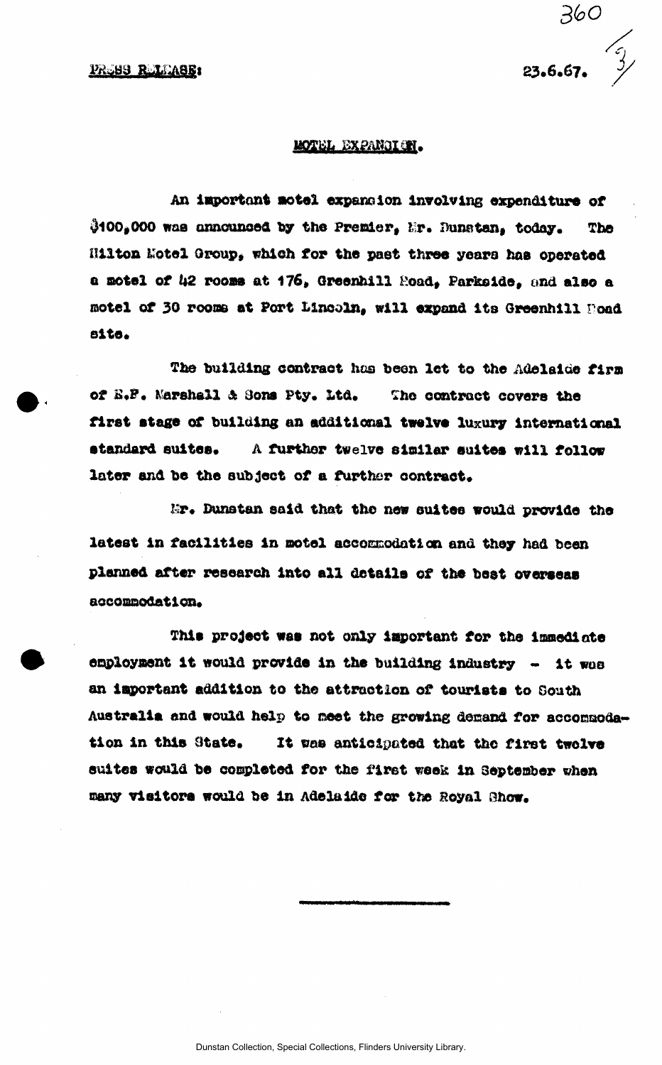PRESS RELEASE:

23.6.67.

## MOTEL EXPANSION.

An important motel expansion involving expenditure of $100,000 was announced by the Premier, Mr. Dunstan, today. The Hilton Motel Group, which for the past three years has operated a motel of 42 rooms at 176, Greenhill Road, Parkside, and also a motel of 30 rooms at Port Lincoln, will expand its Greenhill Road site.

The building contract has been let to the Adelaide firm of E.F. Marshall & Sons Pty. Ltd. The contract covers the first stage of building an additional twelve luxury international standard suites. A further twelve similar suites will follow later and be the subject of a further contract.

Mr. Dunstan said that the new suites would provide the latest in facilities in motel accommodation and they had been planned after research into all details of the best overseas accommodation.

This project was not only important for the immediate employment it would provide in the building industry - it was an important addition to the attraction of tourists to South Australia and would help to meet the growing demand for accommodation in this State. It was anticipated that the first twelve suites would be completed for the first week in September when many visitors would be in Adelaide for the Royal Show.

---

Dunstan Collection, Special Collections, Flinders University Library.